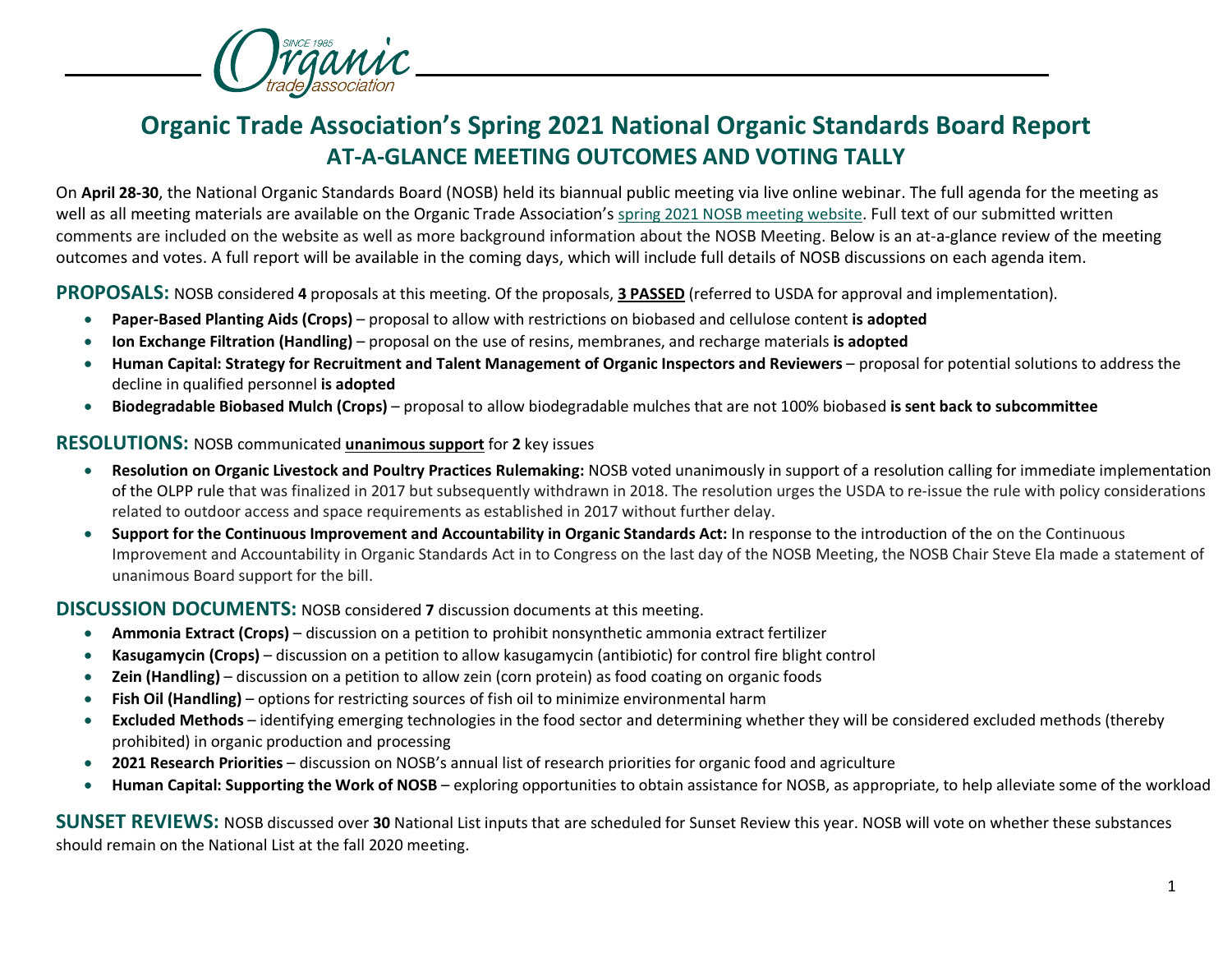# Organic Trade Association's Spring 2021 National Organic Standards Board Report

## AT-A-GLANCE MEETING OUTCOMES AND VOTING TALLY

On **April 28-30**, the National Organic Standards Board (NOSB) held its biannual public meeting via live online webinar. The full agenda for the meeting as well as all meeting materials are available on the Organic Trade Association's spring 2021 NOSB meeting website. Full text of our submitted written comments are included on the website as well as more background information about the NOSB Meeting. Below is an at-a-glance review of the meeting outcomes and votes. A full report will be available in the coming days, which will include full details of NOSB discussions on each agenda item.

**PROPOSALS:** NOSB considered **4** proposals at this meeting. Of the proposals, **3 PASSED** (referred to USDA for approval and implementation).

- **Paper-Based Planting Aids (Crops)** – proposal to allow with restrictions on biobased and cellulose content **is adopted**
- **Ion Exchange Filtration (Handling)** – proposal on the use of resins, membranes, and recharge materials **is adopted**
- **Human Capital: Strategy for Recruitment and Talent Management of Organic Inspectors and Reviewers** – proposal for potential solutions to address the decline in qualified personnel **is adopted**
- **Biodegradable Biobased Mulch (Crops)** – proposal to allow biodegradable mulches that are not 100% biobased **is sent back to subcommittee**

**RESOLUTIONS:** NOSB communicated **unanimous support** for **2** key issues

- **Resolution on Organic Livestock and Poultry Practices Rulemaking:** NOSB voted unanimously in support of a resolution calling for immediate implementation of the OLPP rule that was finalized in 2017 but subsequently withdrawn in 2018. The resolution urges the USDA to re-issue the rule with policy considerations related to outdoor access and space requirements as established in 2017 without further delay.
- **Support for the Continuous Improvement and Accountability in Organic Standards Act:** In response to the introduction of the on the Continuous Improvement and Accountability in Organic Standards Act in to Congress on the last day of the NOSB Meeting, the NOSB Chair Steve Ela made a statement of unanimous Board support for the bill.

**DISCUSSION DOCUMENTS:** NOSB considered **7** discussion documents at this meeting.

- **Ammonia Extract (Crops)** – discussion on a petition to prohibit nonsynthetic ammonia extract fertilizer
- **Kasugamycin (Crops)** – discussion on a petition to allow kasugamycin (antibiotic) for control fire blight control
- **Zein (Handling)** – discussion on a petition to allow zein (corn protein) as food coating on organic foods
- **Fish Oil (Handling)** – options for restricting sources of fish oil to minimize environmental harm
- **Excluded Methods** – identifying emerging technologies in the food sector and determining whether they will be considered excluded methods (thereby prohibited) in organic production and processing
- **2021 Research Priorities** – discussion on NOSB's annual list of research priorities for organic food and agriculture
- **Human Capital: Supporting the Work of NOSB** – exploring opportunities to obtain assistance for NOSB, as appropriate, to help alleviate some of the workload

**SUNSET REVIEWS:** NOSB discussed over **30** National List inputs that are scheduled for Sunset Review this year. NOSB will vote on whether these substances should remain on the National List at the fall 2020 meeting.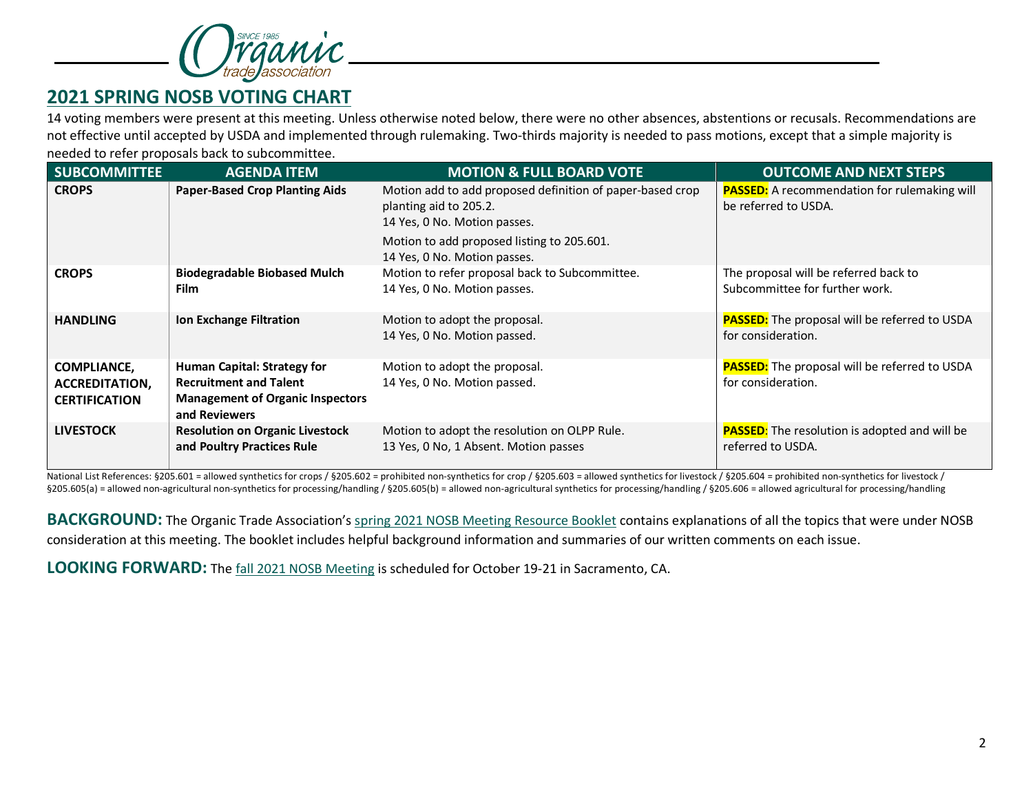## 2021 SPRING NOSB VOTING CHART

14 voting members were present at this meeting. Unless otherwise noted below, there were no other absences, abstentions or recusals. Recommendations are not effective until accepted by USDA and implemented through rulemaking. Two-thirds majority is needed to pass motions, except that a simple majority is needed to refer proposals back to subcommittee.

| SUBCOMMITTEE | AGENDA ITEM | MOTION & FULL BOARD VOTE | OUTCOME AND NEXT STEPS |
|---|---|---|---|
| **CROPS** | **Paper-Based Crop Planting Aids** | Motion add to add proposed definition of paper-based crop planting aid to 205.2. 14 Yes, 0 No. Motion passes. Motion to add proposed listing to 205.601. 14 Yes, 0 No. Motion passes. | **PASSED:** A recommendation for rulemaking will be referred to USDA. |
| **CROPS** | **Biodegradable Biobased Mulch Film** | Motion to refer proposal back to Subcommittee. 14 Yes, 0 No. Motion passes. | The proposal will be referred back to Subcommittee for further work. |
| **HANDLING** | **Ion Exchange Filtration** | Motion to adopt the proposal. 14 Yes, 0 No. Motion passed. | **PASSED:** The proposal will be referred to USDA for consideration. |
| **COMPLIANCE, ACCREDITATION, CERTIFICATION** | **Human Capital: Strategy for Recruitment and Talent Management of Organic Inspectors and Reviewers** | Motion to adopt the proposal. 14 Yes, 0 No. Motion passed. | **PASSED:** The proposal will be referred to USDA for consideration. |
| **LIVESTOCK** | **Resolution on Organic Livestock and Poultry Practices Rule** | Motion to adopt the resolution on OLPP Rule. 13 Yes, 0 No, 1 Absent. Motion passes | **PASSED**: The resolution is adopted and will be referred to USDA. |

National List References: §205.601 = allowed synthetics for crops / §205.602 = prohibited non-synthetics for crop / §205.603 = allowed synthetics for livestock / §205.604 = prohibited non-synthetics for livestock / §205.605(a) = allowed non-agricultural non-synthetics for processing/handling / §205.605(b) = allowed non-agricultural synthetics for processing/handling / §205.606 = allowed agricultural for processing/handling

**BACKGROUND:** The Organic Trade Association's spring 2021 NOSB Meeting Resource Booklet contains explanations of all the topics that were under NOSB consideration at this meeting. The booklet includes helpful background information and summaries of our written comments on each issue.

**LOOKING FORWARD:** The fall 2021 NOSB Meeting is scheduled for October 19-21 in Sacramento, CA.